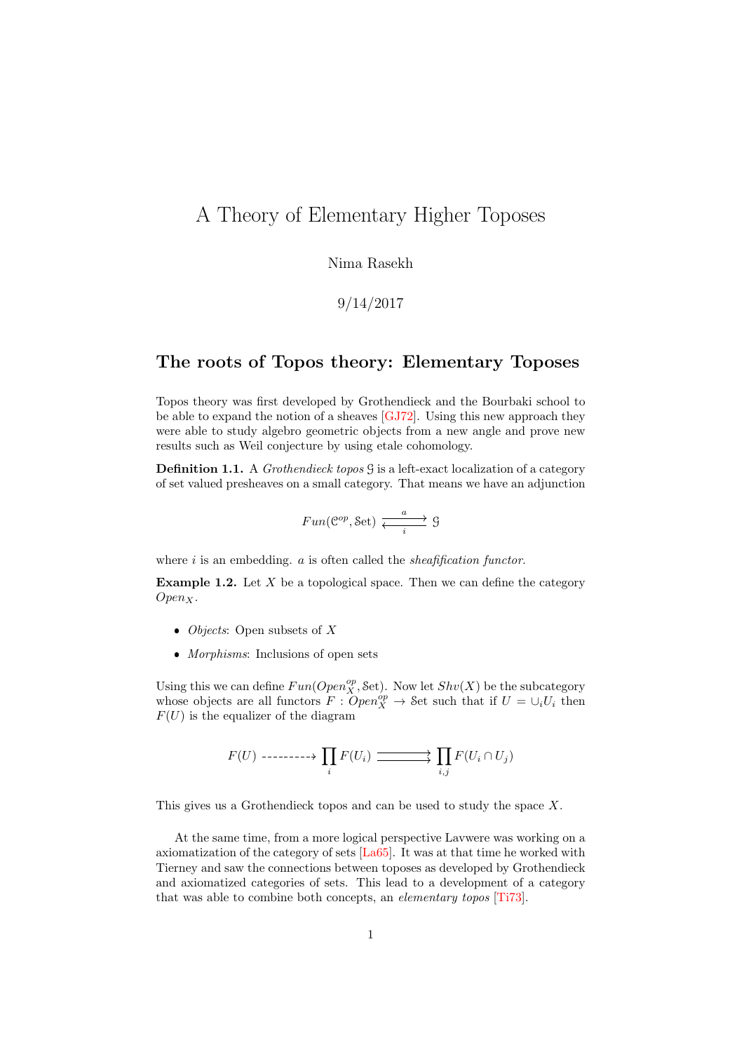# A Theory of Elementary Higher Toposes

Nima Rasekh

9/14/2017

## The roots of Topos theory: Elementary Toposes

Topos theory was first developed by Grothendieck and the Bourbaki school to be able to expand the notion of a sheaves [GJ72]. Using this new approach they were able to study algebro geometric objects from a new angle and prove new results such as Weil conjecture by using etale cohomology.

**Definition 1.1.** A *Grothendieck topos* $\mathcal{G}$ is a left-exact localization of a category of set valued presheaves on a small category. That means we have an adjunction

$$Fun(\mathcal{C}^{op}, \mathcal{S}et) \underset{i}{\overset{a}{\rightleftarrows}} \mathcal{G}$$

where $i$ is an embedding. $a$ is often called the *sheafification functor*.

**Example 1.2.** Let $X$ be a topological space. Then we can define the category $Open_X$.

- *Objects*: Open subsets of $X$
- *Morphisms*: Inclusions of open sets

Using this we can define $Fun(Open_X^{op}, \mathcal{S}et)$. Now let $Shv(X)$ be the subcategory whose objects are all functors $F : Open_X^{op} \to \mathcal{S}et$ such that if $U = \cup_i U_i$ then $F(U)$ is the equalizer of the diagram

$$F(U) \dashrightarrow \prod_i F(U_i) \rightrightarrows \prod_{i,j} F(U_i \cap U_j)$$

This gives us a Grothendieck topos and can be used to study the space $X$.

At the same time, from a more logical perspective Lavwere was working on a axiomatization of the category of sets [La65]. It was at that time he worked with Tierney and saw the connections between toposes as developed by Grothendieck and axiomatized categories of sets. This lead to a development of a category that was able to combine both concepts, an *elementary topos* [Ti73].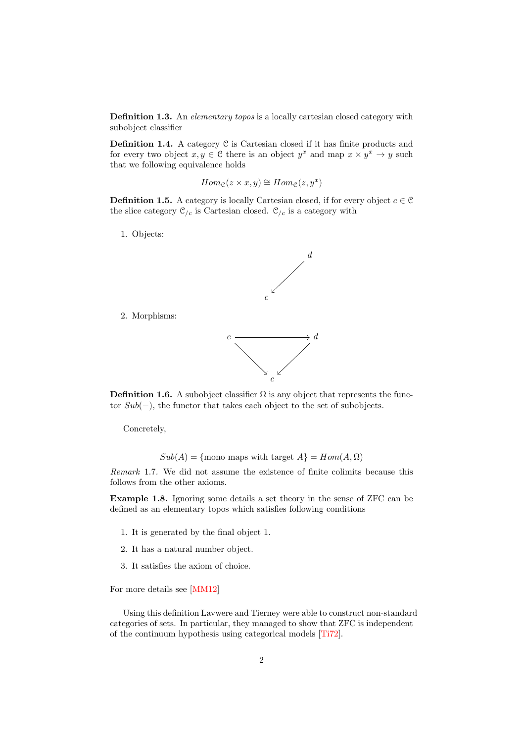**Definition 1.3.** An *elementary topos* is a locally cartesian closed category with subobject classifier

**Definition 1.4.** A category $\mathcal{C}$ is Cartesian closed if it has finite products and for every two object $x, y \in \mathcal{C}$ there is an object $y^x$ and map $x \times y^x \to y$ such that we following equivalence holds

$$Hom_{\mathcal{C}}(z \times x, y) \cong Hom_{\mathcal{C}}(z, y^x)$$

**Definition 1.5.** A category is locally Cartesian closed, if for every object $c \in \mathcal{C}$ the slice category $\mathcal{C}_{/c}$ is Cartesian closed. $\mathcal{C}_{/c}$ is a category with

1. Objects:

$$\begin{array}{ccc} & & d \\ & \swarrow & \\ c & & \end{array}$$

2. Morphisms:

$$\begin{array}{ccc} e & \longrightarrow & d \\ & \searrow \quad \swarrow & \\ & c & \end{array}$$

**Definition 1.6.** A subobject classifier $\Omega$ is any object that represents the functor $Sub(-)$, the functor that takes each object to the set of subobjects.

Concretely,

$$Sub(A) = \{\text{mono maps with target } A\} = Hom(A, \Omega)$$

*Remark* 1.7. We did not assume the existence of finite colimits because this follows from the other axioms.

**Example 1.8.** Ignoring some details a set theory in the sense of ZFC can be defined as an elementary topos which satisfies following conditions

1. It is generated by the final object 1.
2. It has a natural number object.
3. It satisfies the axiom of choice.

For more details see [MM12]

Using this definition Lavwere and Tierney were able to construct non-standard categories of sets. In particular, they managed to show that ZFC is independent of the continuum hypothesis using categorical models [Ti72].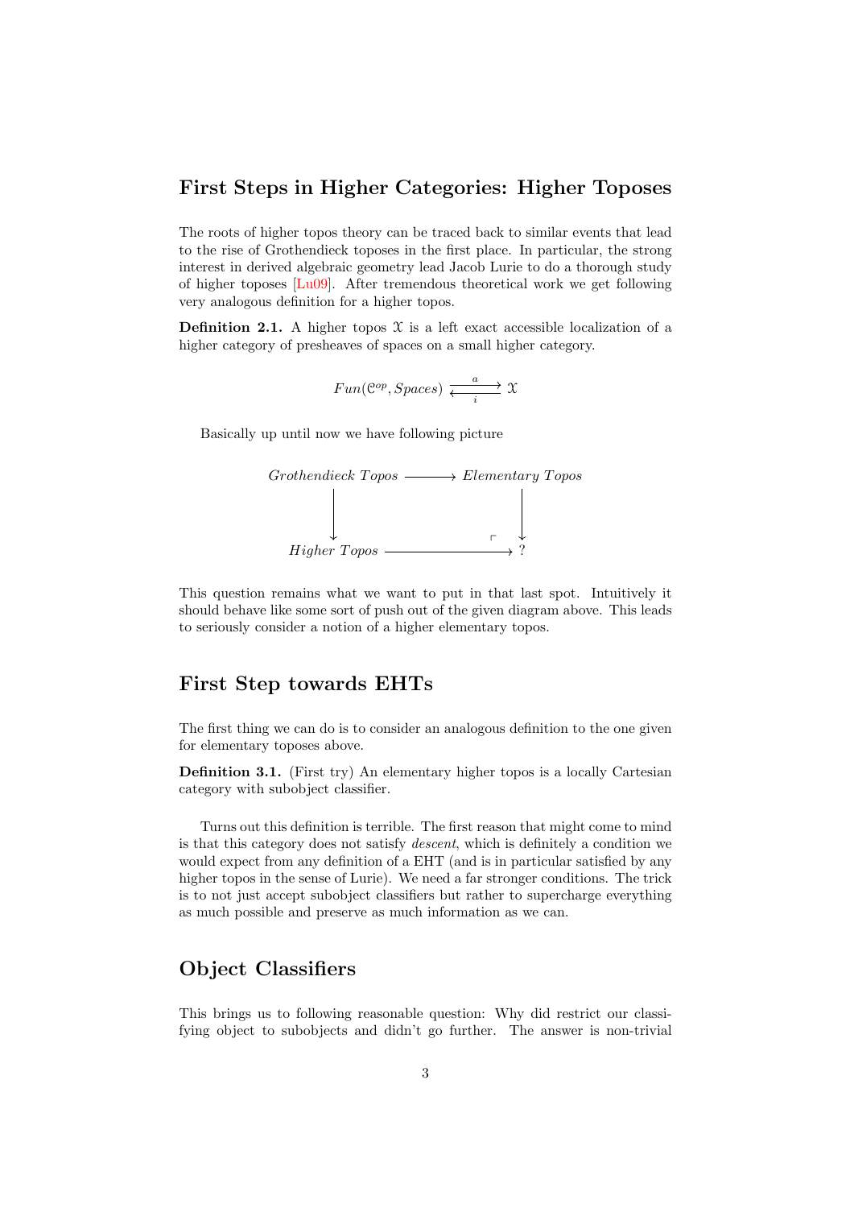## First Steps in Higher Categories: Higher Toposes

The roots of higher topos theory can be traced back to similar events that lead to the rise of Grothendieck toposes in the first place. In particular, the strong interest in derived algebraic geometry lead Jacob Lurie to do a thorough study of higher toposes [Lu09]. After tremendous theoretical work we get following very analogous definition for a higher topos.

**Definition 2.1.** A higher topos $\mathcal{X}$ is a left exact accessible localization of a higher category of presheaves of spaces on a small higher category.

$$Fun(\mathcal{C}^{op}, Spaces) \underset{i}{\overset{a}{\rightleftarrows}} \mathcal{X}$$

Basically up until now we have following picture

$$\begin{array}{ccc} Grothendieck\ Topos & \longrightarrow & Elementary\ Topos \\ \downarrow & & \downarrow \\ Higher\ Topos & \longrightarrow & ? \end{array}$$

This question remains what we want to put in that last spot. Intuitively it should behave like some sort of push out of the given diagram above. This leads to seriously consider a notion of a higher elementary topos.

## First Step towards EHTs

The first thing we can do is to consider an analogous definition to the one given for elementary toposes above.

**Definition 3.1.** (First try) An elementary higher topos is a locally Cartesian category with subobject classifier.

Turns out this definition is terrible. The first reason that might come to mind is that this category does not satisfy *descent*, which is definitely a condition we would expect from any definition of a EHT (and is in particular satisfied by any higher topos in the sense of Lurie). We need a far stronger conditions. The trick is to not just accept subobject classifiers but rather to supercharge everything as much possible and preserve as much information as we can.

## Object Classifiers

This brings us to following reasonable question: Why did restrict our classifying object to subobjects and didn't go further. The answer is non-trivial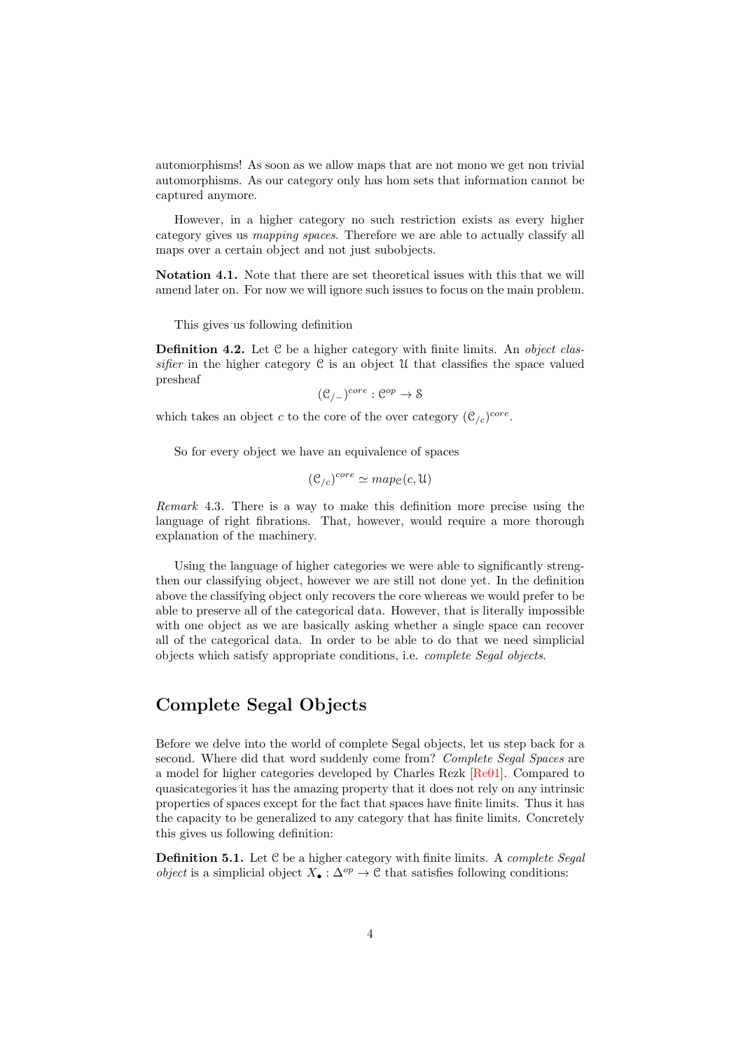automorphisms! As soon as we allow maps that are not mono we get non trivial automorphisms. As our category only has hom sets that information cannot be captured anymore.

However, in a higher category no such restriction exists as every higher category gives us *mapping spaces*. Therefore we are able to actually classify all maps over a certain object and not just subobjects.

**Notation 4.1.** Note that there are set theoretical issues with this that we will amend later on. For now we will ignore such issues to focus on the main problem.

This gives us following definition

**Definition 4.2.** Let $\mathcal{C}$ be a higher category with finite limits. An *object classifier* in the higher category $\mathcal{C}$ is an object $\mathcal{U}$ that classifies the space valued presheaf

$$(\mathcal{C}_{/-})^{core} : \mathcal{C}^{op} \to \mathcal{S}$$

which takes an object $c$ to the core of the over category $(\mathcal{C}_{/c})^{core}$.

So for every object we have an equivalence of spaces

$$(\mathcal{C}_{/c})^{core} \simeq map_{\mathcal{C}}(c, \mathcal{U})$$

*Remark* 4.3. There is a way to make this definition more precise using the language of right fibrations. That, however, would require a more thorough explanation of the machinery.

Using the language of higher categories we were able to significantly strengthen our classifying object, however we are still not done yet. In the definition above the classifying object only recovers the core whereas we would prefer to be able to preserve all of the categorical data. However, that is literally impossible with one object as we are basically asking whether a single space can recover all of the categorical data. In order to be able to do that we need simplicial objects which satisfy appropriate conditions, i.e. *complete Segal objects*.

## Complete Segal Objects

Before we delve into the world of complete Segal objects, let us step back for a second. Where did that word suddenly come from? *Complete Segal Spaces* are a model for higher categories developed by Charles Rezk [Re01]. Compared to quasicategories it has the amazing property that it does not rely on any intrinsic properties of spaces except for the fact that spaces have finite limits. Thus it has the capacity to be generalized to any category that has finite limits. Concretely this gives us following definition:

**Definition 5.1.** Let $\mathcal{C}$ be a higher category with finite limits. A *complete Segal object* is a simplicial object $X_\bullet : \Delta^{op} \to \mathcal{C}$ that satisfies following conditions: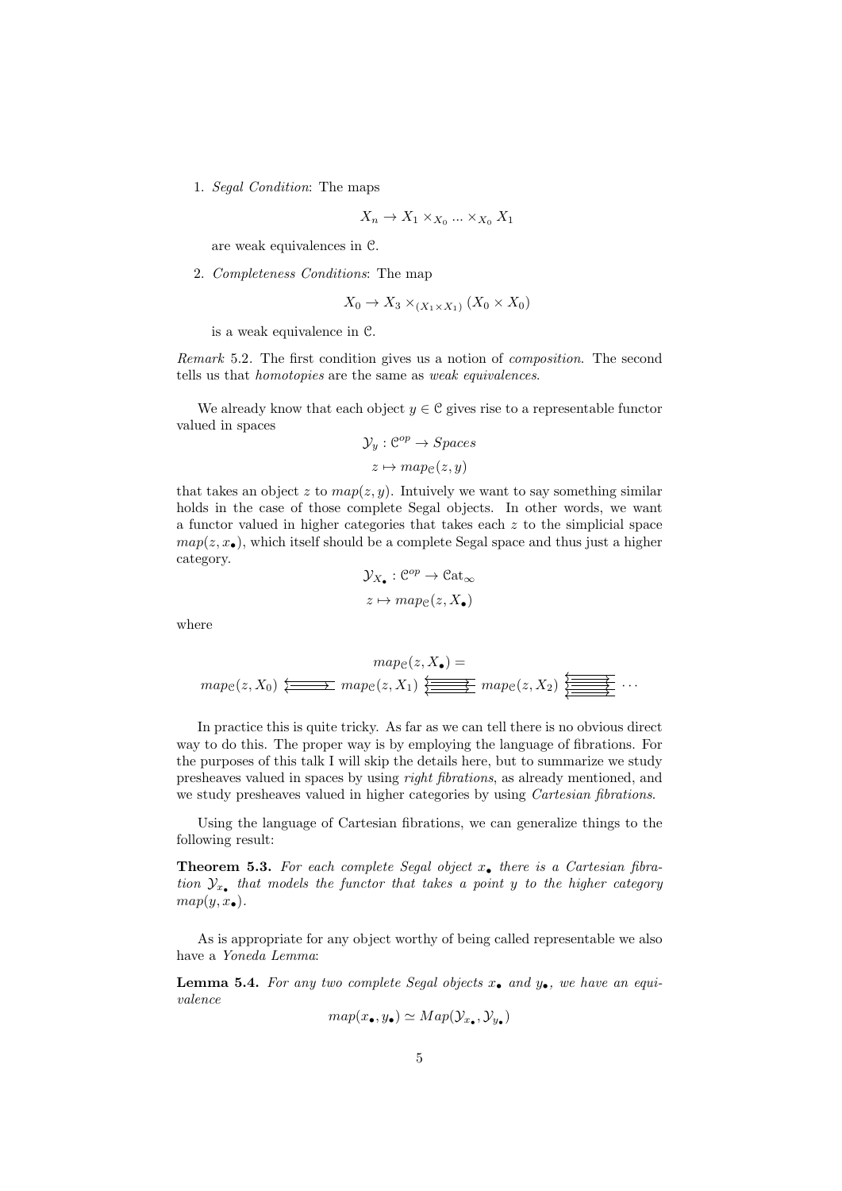1. *Segal Condition*: The maps

$$X_n \to X_1 \times_{X_0} ... \times_{X_0} X_1$$

are weak equivalences in $\mathcal{C}$.

2. *Completeness Conditions*: The map

$$X_0 \to X_3 \times_{(X_1 \times X_1)} (X_0 \times X_0)$$

is a weak equivalence in $\mathcal{C}$.

*Remark* 5.2. The first condition gives us a notion of *composition*. The second tells us that *homotopies* are the same as *weak equivalences*.

We already know that each object $y \in \mathcal{C}$ gives rise to a representable functor valued in spaces

$$\mathcal{Y}_y : \mathcal{C}^{op} \to Spaces$$
$$z \mapsto map_{\mathcal{C}}(z, y)$$

that takes an object $z$ to $map(z, y)$. Intuively we want to say something similar holds in the case of those complete Segal objects. In other words, we want a functor valued in higher categories that takes each $z$ to the simplicial space $map(z, x_\bullet)$, which itself should be a complete Segal space and thus just a higher category.

$$\mathcal{Y}_{X_\bullet} : \mathcal{C}^{op} \to \mathcal{C}\mathrm{at}_\infty$$
$$z \mapsto map_{\mathcal{C}}(z, X_\bullet)$$

where

$$map_{\mathcal{C}}(z, X_\bullet) =$$
$$map_{\mathcal{C}}(z, X_0) \leftleftarrows\!\!\!\rightarrow map_{\mathcal{C}}(z, X_1) \; \substack{\leftarrow\\ \rightarrow \\ \leftarrow \\ \rightarrow \\ \leftarrow} \; map_{\mathcal{C}}(z, X_2) \; \substack{\leftarrow\\ \rightarrow \\ \leftarrow \\ \rightarrow \\ \leftarrow \\ \rightarrow \\ \leftarrow} \; \cdots$$

In practice this is quite tricky. As far as we can tell there is no obvious direct way to do this. The proper way is by employing the language of fibrations. For the purposes of this talk I will skip the details here, but to summarize we study presheaves valued in spaces by using *right fibrations*, as already mentioned, and we study presheaves valued in higher categories by using *Cartesian fibrations*.

Using the language of Cartesian fibrations, we can generalize things to the following result:

**Theorem 5.3.** *For each complete Segal object $x_\bullet$ there is a Cartesian fibration $\mathcal{Y}_{x_\bullet}$ that models the functor that takes a point $y$ to the higher category $map(y, x_\bullet)$.*

As is appropriate for any object worthy of being called representable we also have a *Yoneda Lemma*:

**Lemma 5.4.** *For any two complete Segal objects $x_\bullet$ and $y_\bullet$, we have an equivalence*

$$map(x_\bullet, y_\bullet) \simeq Map(\mathcal{Y}_{x_\bullet}, \mathcal{Y}_{y_\bullet})$$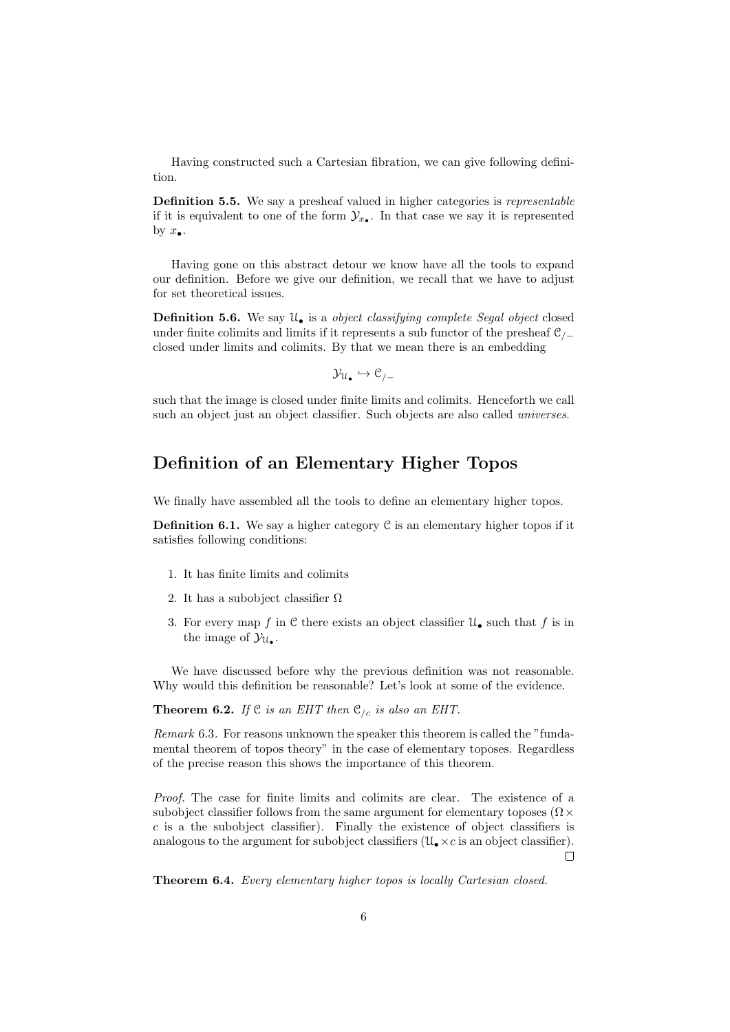Having constructed such a Cartesian fibration, we can give following definition.

**Definition 5.5.** We say a presheaf valued in higher categories is *representable* if it is equivalent to one of the form $\mathcal{Y}_{x_\bullet}$. In that case we say it is represented by $x_\bullet$.

Having gone on this abstract detour we know have all the tools to expand our definition. Before we give our definition, we recall that we have to adjust for set theoretical issues.

**Definition 5.6.** We say $\mathcal{U}_\bullet$ is a *object classifying complete Segal object* closed under finite colimits and limits if it represents a sub functor of the presheaf $\mathcal{C}_{/-}$ closed under limits and colimits. By that we mean there is an embedding

$$\mathcal{Y}_{\mathcal{U}_\bullet} \hookrightarrow \mathcal{C}_{/-}$$

such that the image is closed under finite limits and colimits. Henceforth we call such an object just an object classifier. Such objects are also called *universes*.

## Definition of an Elementary Higher Topos

We finally have assembled all the tools to define an elementary higher topos.

**Definition 6.1.** We say a higher category $\mathcal{C}$ is an elementary higher topos if it satisfies following conditions:

1. It has finite limits and colimits
2. It has a subobject classifier $\Omega$
3. For every map $f$ in $\mathcal{C}$ there exists an object classifier $\mathcal{U}_\bullet$ such that $f$ is in the image of $\mathcal{Y}_{\mathcal{U}_\bullet}$.

We have discussed before why the previous definition was not reasonable. Why would this definition be reasonable? Let's look at some of the evidence.

**Theorem 6.2.** *If $\mathcal{C}$ is an EHT then $\mathcal{C}_{/c}$ is also an EHT.*

*Remark* 6.3. For reasons unknown the speaker this theorem is called the "fundamental theorem of topos theory" in the case of elementary toposes. Regardless of the precise reason this shows the importance of this theorem.

*Proof.* The case for finite limits and colimits are clear. The existence of a subobject classifier follows from the same argument for elementary toposes ($\Omega \times c$ is a the subobject classifier). Finally the existence of object classifiers is analogous to the argument for subobject classifiers ($\mathcal{U}_\bullet \times c$ is an object classifier). □

**Theorem 6.4.** *Every elementary higher topos is locally Cartesian closed.*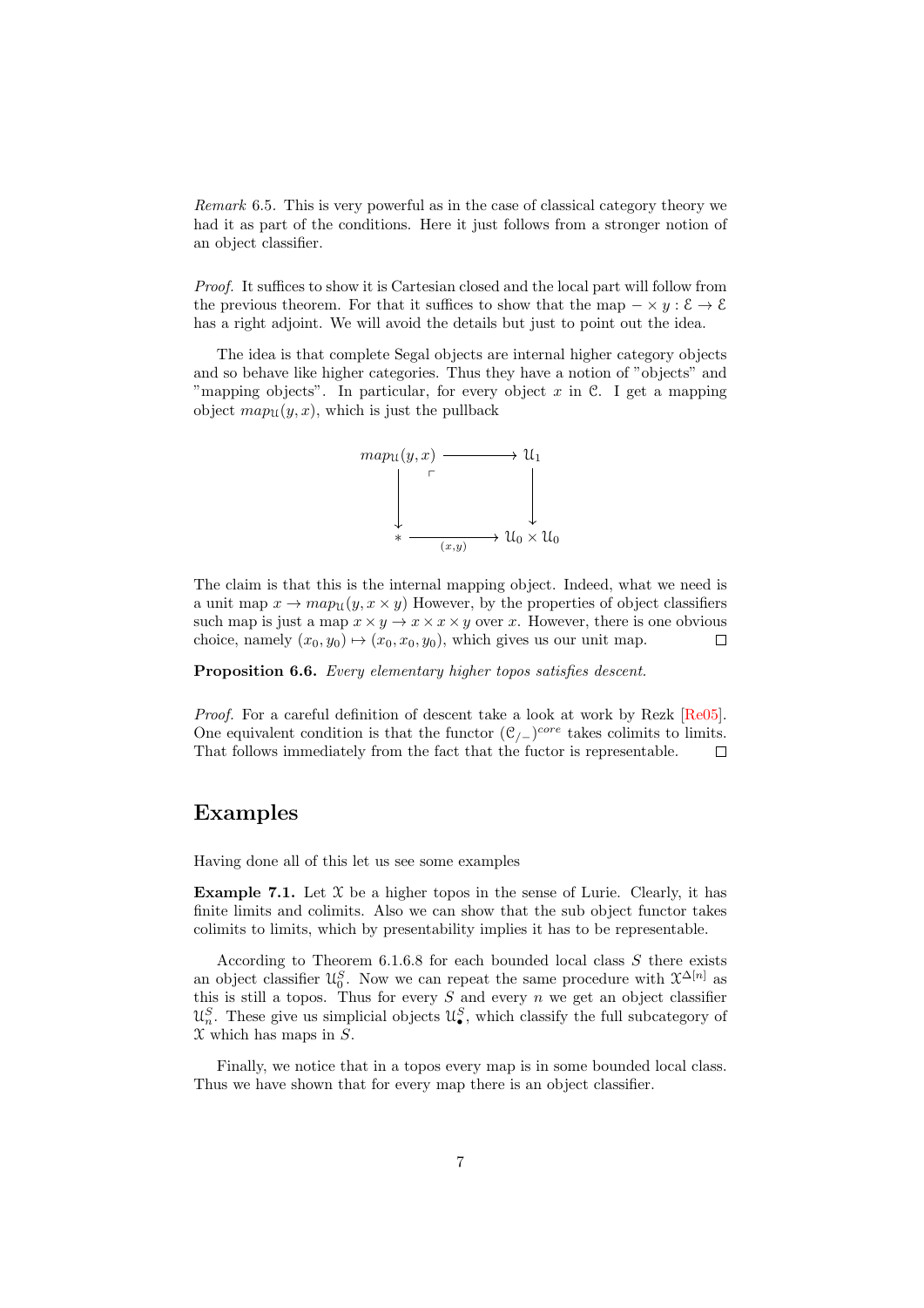*Remark* 6.5. This is very powerful as in the case of classical category theory we had it as part of the conditions. Here it just follows from a stronger notion of an object classifier.

*Proof.* It suffices to show it is Cartesian closed and the local part will follow from the previous theorem. For that it suffices to show that the map $- \times y : \mathcal{E} \to \mathcal{E}$ has a right adjoint. We will avoid the details but just to point out the idea.

The idea is that complete Segal objects are internal higher category objects and so behave like higher categories. Thus they have a notion of "objects" and "mapping objects". In particular, for every object $x$ in $\mathcal{C}$. I get a mapping object $map_{\mathcal{U}}(y, x)$, which is just the pullback

$$\begin{array}{ccc} map_{\mathcal{U}}(y,x) & \longrightarrow & \mathcal{U}_1 \\ \downarrow & \lrcorner & \downarrow \\ * & \xrightarrow{(x,y)} & \mathcal{U}_0 \times \mathcal{U}_0 \end{array}$$

The claim is that this is the internal mapping object. Indeed, what we need is a unit map $x \to map_{\mathcal{U}}(y, x \times y)$ However, by the properties of object classifiers such map is just a map $x \times y \to x \times x \times y$ over $x$. However, there is one obvious choice, namely $(x_0, y_0) \mapsto (x_0, x_0, y_0)$, which gives us our unit map. □

**Proposition 6.6.** *Every elementary higher topos satisfies descent.*

*Proof.* For a careful definition of descent take a look at work by Rezk [Re05]. One equivalent condition is that the functor $(\mathcal{C}_{/-})^{core}$ takes colimits to limits. That follows immediately from the fact that the fuctor is representable. □

# Examples

Having done all of this let us see some examples

**Example 7.1.** Let $\mathcal{X}$ be a higher topos in the sense of Lurie. Clearly, it has finite limits and colimits. Also we can show that the sub object functor takes colimits to limits, which by presentability implies it has to be representable.

According to Theorem 6.1.6.8 for each bounded local class $S$ there exists an object classifier $\mathcal{U}_0^S$. Now we can repeat the same procedure with $\mathcal{X}^{\Delta[n]}$ as this is still a topos. Thus for every $S$ and every $n$ we get an object classifier $\mathcal{U}_n^S$. These give us simplicial objects $\mathcal{U}_\bullet^S$, which classify the full subcategory of $\mathcal{X}$ which has maps in $S$.

Finally, we notice that in a topos every map is in some bounded local class. Thus we have shown that for every map there is an object classifier.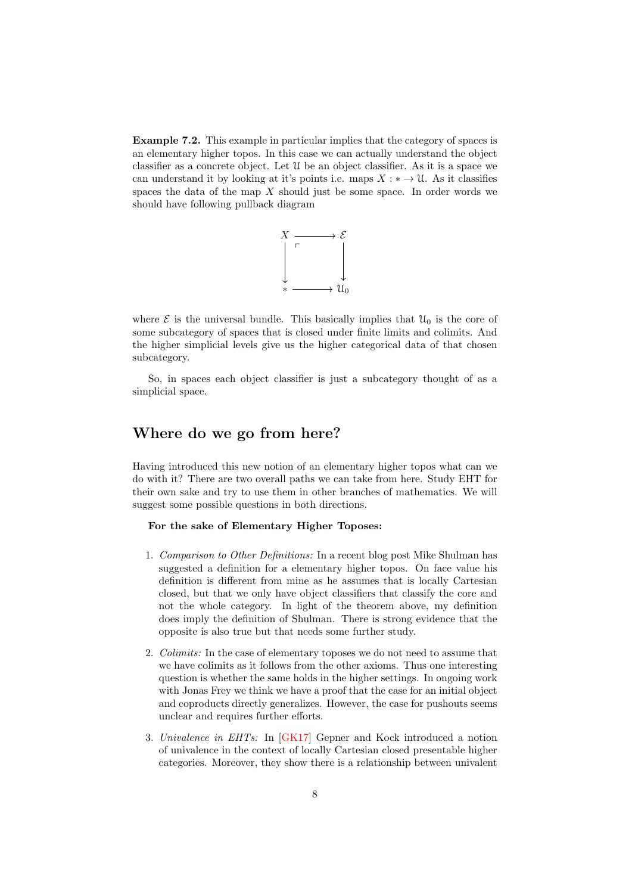**Example 7.2.** This example in particular implies that the category of spaces is an elementary higher topos. In this case we can actually understand the object classifier as a concrete object. Let $\mathcal{U}$ be an object classifier. As it is a space we can understand it by looking at it's points i.e. maps $X : * \to \mathcal{U}$. As it classifies spaces the data of the map $X$ should just be some space. In order words we should have following pullback diagram

$$
\begin{array}{ccc}
X & \longrightarrow & \mathcal{E} \\
\downarrow & \ulcorner & \downarrow \\
* & \longrightarrow & \mathcal{U}_0
\end{array}
$$

where $\mathcal{E}$ is the universal bundle. This basically implies that $\mathcal{U}_0$ is the core of some subcategory of spaces that is closed under finite limits and colimits. And the higher simplicial levels give us the higher categorical data of that chosen subcategory.

So, in spaces each object classifier is just a subcategory thought of as a simplicial space.

## Where do we go from here?

Having introduced this new notion of an elementary higher topos what can we do with it? There are two overall paths we can take from here. Study EHT for their own sake and try to use them in other branches of mathematics. We will suggest some possible questions in both directions.

**For the sake of Elementary Higher Toposes:**

1. *Comparison to Other Definitions:* In a recent blog post Mike Shulman has suggested a definition for a elementary higher topos. On face value his definition is different from mine as he assumes that is locally Cartesian closed, but that we only have object classifiers that classify the core and not the whole category. In light of the theorem above, my definition does imply the definition of Shulman. There is strong evidence that the opposite is also true but that needs some further study.

2. *Colimits:* In the case of elementary toposes we do not need to assume that we have colimits as it follows from the other axioms. Thus one interesting question is whether the same holds in the higher settings. In ongoing work with Jonas Frey we think we have a proof that the case for an initial object and coproducts directly generalizes. However, the case for pushouts seems unclear and requires further efforts.

3. *Univalence in EHTs:* In [GK17] Gepner and Kock introduced a notion of univalence in the context of locally Cartesian closed presentable higher categories. Moreover, they show there is a relationship between univalent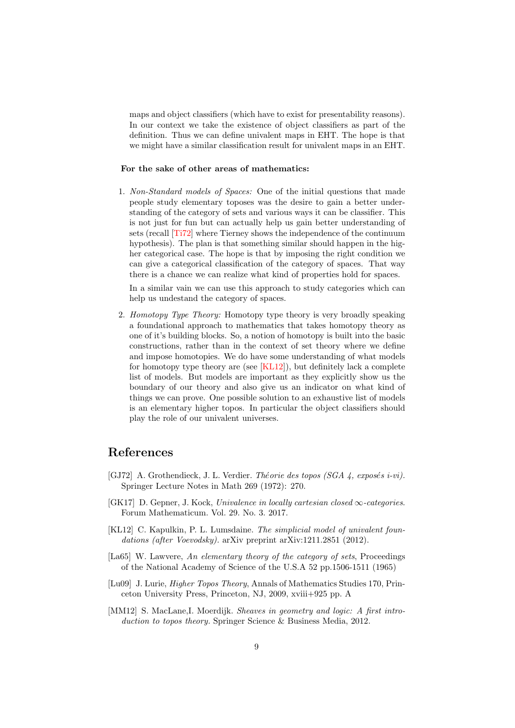maps and object classifiers (which have to exist for presentability reasons). In our context we take the existence of object classifiers as part of the definition. Thus we can define univalent maps in EHT. The hope is that we might have a similar classification result for univalent maps in an EHT.

**For the sake of other areas of mathematics:**

1. *Non-Standard models of Spaces:* One of the initial questions that made people study elementary toposes was the desire to gain a better understanding of the category of sets and various ways it can be classifier. This is not just for fun but can actually help us gain better understanding of sets (recall [Ti72] where Tierney shows the independence of the continuum hypothesis). The plan is that something similar should happen in the higher categorical case. The hope is that by imposing the right condition we can give a categorical classification of the category of spaces. That way there is a chance we can realize what kind of properties hold for spaces.

   In a similar vain we can use this approach to study categories which can help us undestand the category of spaces.

2. *Homotopy Type Theory:* Homotopy type theory is very broadly speaking a foundational approach to mathematics that takes homotopy theory as one of it's building blocks. So, a notion of homotopy is built into the basic constructions, rather than in the context of set theory where we define and impose homotopies. We do have some understanding of what models for homotopy type theory are (see [KL12]), but definitely lack a complete list of models. But models are important as they explicitly show us the boundary of our theory and also give us an indicator on what kind of things we can prove. One possible solution to an exhaustive list of models is an elementary higher topos. In particular the object classifiers should play the role of our univalent universes.

## References

[GJ72] A. Grothendieck, J. L. Verdier. *Théorie des topos (SGA 4, exposés i-vi).* Springer Lecture Notes in Math 269 (1972): 270.

[GK17] D. Gepner, J. Kock, *Univalence in locally cartesian closed ∞-categories.* Forum Mathematicum. Vol. 29. No. 3. 2017.

[KL12] C. Kapulkin, P. L. Lumsdaine. *The simplicial model of univalent foundations (after Voevodsky).* arXiv preprint arXiv:1211.2851 (2012).

[La65] W. Lawvere, *An elementary theory of the category of sets*, Proceedings of the National Academy of Science of the U.S.A 52 pp.1506-1511 (1965)

[Lu09] J. Lurie, *Higher Topos Theory*, Annals of Mathematics Studies 170, Princeton University Press, Princeton, NJ, 2009, xviii+925 pp. A

[MM12] S. MacLane,I. Moerdijk. *Sheaves in geometry and logic: A first introduction to topos theory.* Springer Science & Business Media, 2012.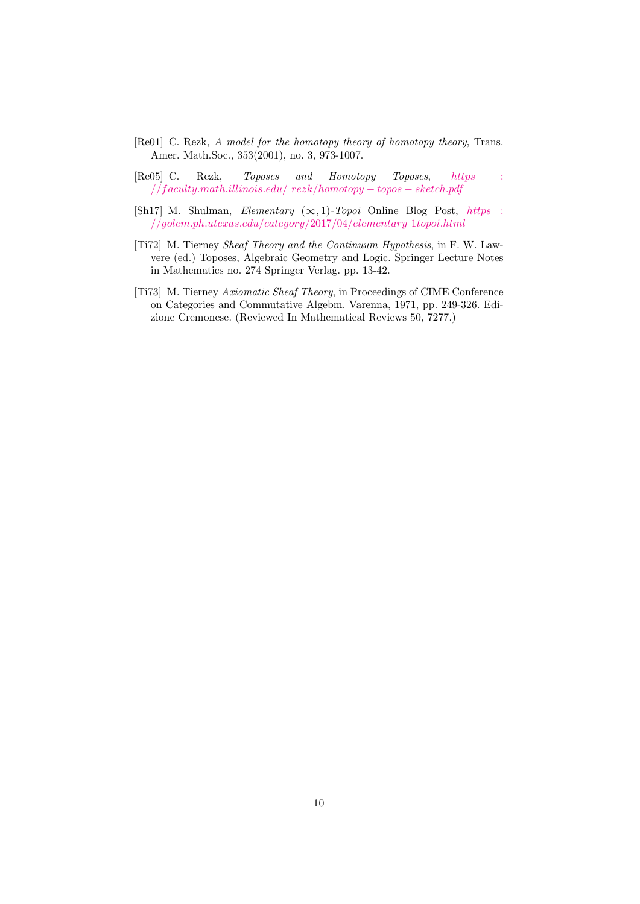[Re01] C. Rezk, *A model for the homotopy theory of homotopy theory*, Trans. Amer. Math.Soc., 353(2001), no. 3, 973-1007.

[Re05] C. Rezk, *Toposes and Homotopy Toposes*, *https : //faculty.math.illinois.edu/ rezk/homotopy − topos − sketch.pdf*

[Sh17] M. Shulman, *Elementary* $(\infty, 1)$*-Topoi* Online Blog Post, *https : //golem.ph.utexas.edu/category/2017/04/elementary_1topoi.html*

[Ti72] M. Tierney *Sheaf Theory and the Continuum Hypothesis*, in F. W. Lawvere (ed.) Toposes, Algebraic Geometry and Logic. Springer Lecture Notes in Mathematics no. 274 Springer Verlag. pp. 13-42.

[Ti73] M. Tierney *Axiomatic Sheaf Theory*, in Proceedings of CIME Conference on Categories and Commutative Algebm. Varenna, 1971, pp. 249-326. Edizione Cremonese. (Reviewed In Mathematical Reviews 50, 7277.)